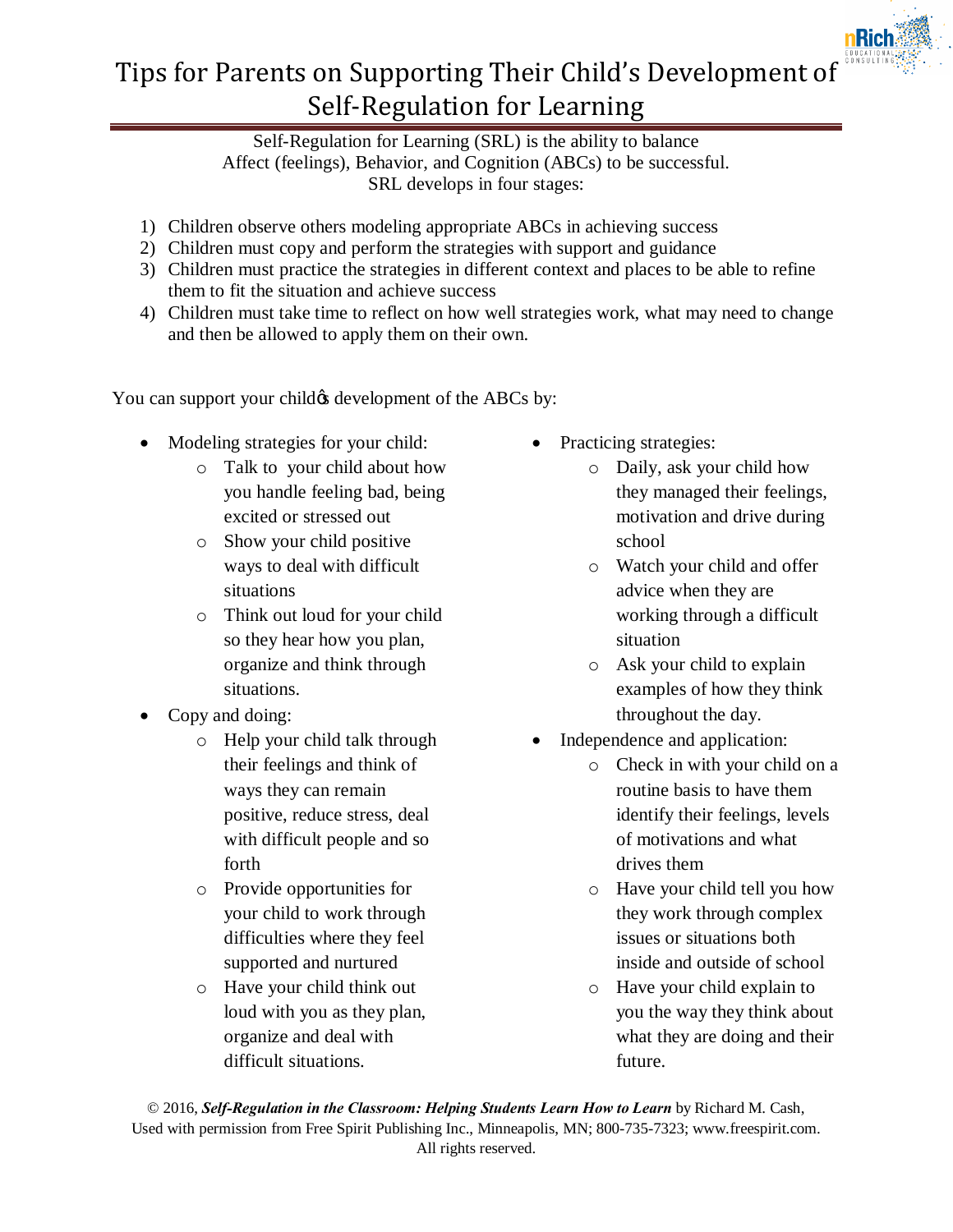# Tips for Parents on Supporting Their Child's Development of Self-Regulation for Learning

Self-Regulation for Learning (SRL) is the ability to balance
Affect (feelings), Behavior, and Cognition (ABCs) to be successful.
SRL develops in four stages:

1) Children observe others modeling appropriate ABCs in achieving success
2) Children must copy and perform the strategies with support and guidance
3) Children must practice the strategies in different context and places to be able to refine them to fit the situation and achieve success
4) Children must take time to reflect on how well strategies work, what may need to change and then be allowed to apply them on their own.

You can support your child's development of the ABCs by:

- Modeling strategies for your child:
  - Talk to your child about how you handle feeling bad, being excited or stressed out
  - Show your child positive ways to deal with difficult situations
  - Think out loud for your child so they hear how you plan, organize and think through situations.
- Copy and doing:
  - Help your child talk through their feelings and think of ways they can remain positive, reduce stress, deal with difficult people and so forth
  - Provide opportunities for your child to work through difficulties where they feel supported and nurtured
  - Have your child think out loud with you as they plan, organize and deal with difficult situations.
- Practicing strategies:
  - Daily, ask your child how they managed their feelings, motivation and drive during school
  - Watch your child and offer advice when they are working through a difficult situation
  - Ask your child to explain examples of how they think throughout the day.
- Independence and application:
  - Check in with your child on a routine basis to have them identify their feelings, levels of motivations and what drives them
  - Have your child tell you how they work through complex issues or situations both inside and outside of school
  - Have your child explain to you the way they think about what they are doing and their future.

© 2016, ***Self-Regulation in the Classroom: Helping Students Learn How to Learn*** by Richard M. Cash,
Used with permission from Free Spirit Publishing Inc., Minneapolis, MN; 800-735-7323; www.freespirit.com.
All rights reserved.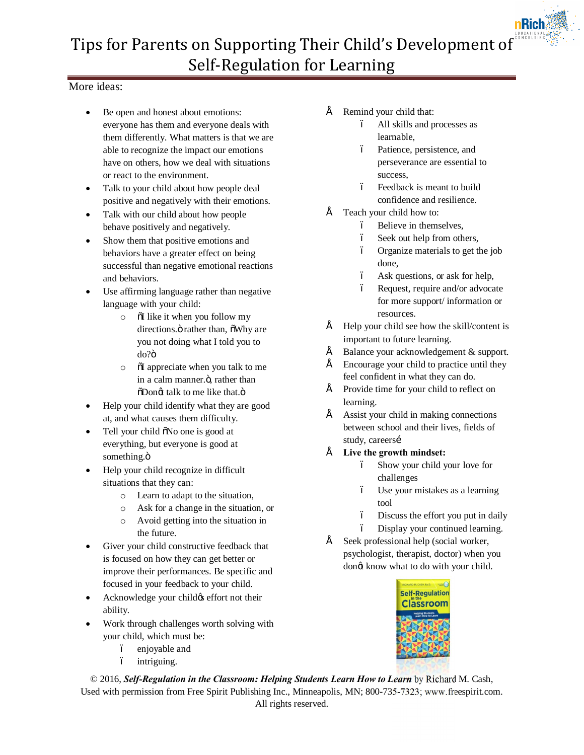# Tips for Parents on Supporting Their Child's Development of Self-Regulation for Learning

More ideas:

- Be open and honest about emotions: everyone has them and everyone deals with them differently. What matters is that we are able to recognize the impact our emotions have on others, how we deal with situations or react to the environment.
- Talk to your child about how people deal positive and negatively with their emotions.
- Talk with our child about how people behave positively and negatively.
- Show them that positive emotions and behaviors have a greater effect on being successful than negative emotional reactions and behaviors.
- Use affirming language rather than negative language with your child:
  - "I like it when you follow my directions." rather than, "Why are you not doing what I told you to do?"
  - "I appreciate when you talk to me in a calm manner.", rather than "Don't talk to me like that."
- Help your child identify what they are good at, and what causes them difficulty.
- Tell your child "No one is good at everything, but everyone is good at something."
- Help your child recognize in difficult situations that they can:
  - Learn to adapt to the situation,
  - Ask for a change in the situation, or
  - Avoid getting into the situation in the future.
- Giver your child constructive feedback that is focused on how they can get better or improve their performances. Be specific and focused in your feedback to your child.
- Acknowledge your child's effort not their ability.
- Work through challenges worth solving with your child, which must be:
  - enjoyable and
  - intriguing.
- Remind your child that:
  - All skills and processes as learnable,
  - Patience, persistence, and perseverance are essential to success,
  - Feedback is meant to build confidence and resilience.
- Teach your child how to:
  - Believe in themselves,
  - Seek out help from others,
  - Organize materials to get the job done,
  - Ask questions, or ask for help,
  - Request, require and/or advocate for more support/ information or resources.
- Help your child see how the skill/content is important to future learning.
- Balance your acknowledgement & support.
- Encourage your child to practice until they feel confident in what they can do.
- Provide time for your child to reflect on learning.
- Assist your child in making connections between school and their lives, fields of study, careers…
- **Live the growth mindset:**
  - Show your child your love for challenges
  - Use your mistakes as a learning tool
  - Discuss the effort you put in daily
  - Display your continued learning.
- Seek professional help (social worker, psychologist, therapist, doctor) when you don't know what to do with your child.

© 2016, ***Self-Regulation in the Classroom: Helping Students Learn How to Learn*** by Richard M. Cash, Used with permission from Free Spirit Publishing Inc., Minneapolis, MN; 800-735-7323; www.freespirit.com. All rights reserved.